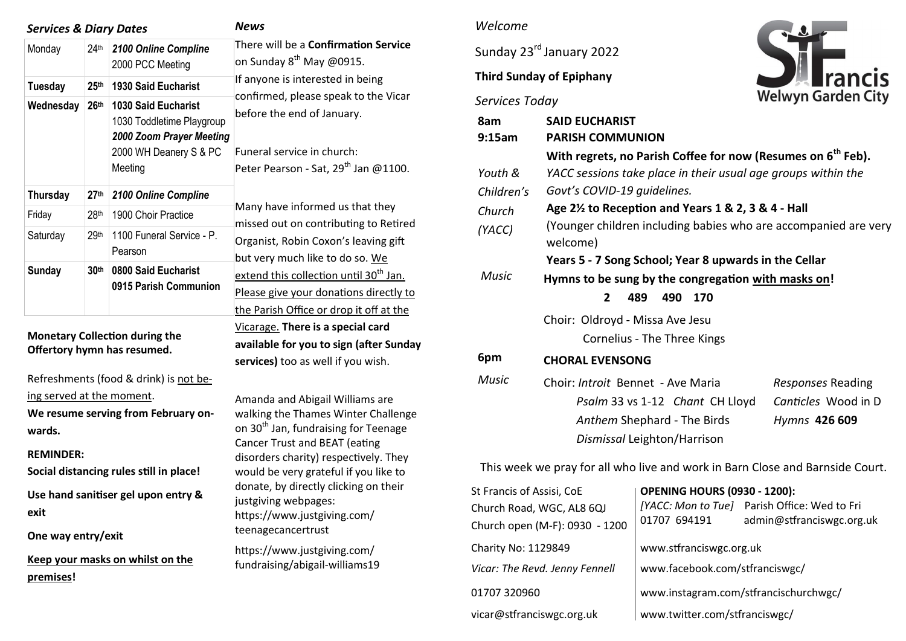## *Services & Diary Dates*

| Monday | 24th | ***2100 Online Compline***<br>2000 PCC Meeting |
|---|---|---|
| **Tuesday** | **25th** | **1930 Said Eucharist** |
| **Wednesday** | **26th** | **1030 Said Eucharist**<br>1030 Toddletime Playgroup<br>***2000 Zoom Prayer Meeting***<br>2000 WH Deanery S & PC Meeting |
| **Thursday** | **27th** | ***2100 Online Compline*** |
| Friday | 28th | 1900 Choir Practice |
| Saturday | 29th | 1100 Funeral Service - P. Pearson |
| **Sunday** | **30th** | **0800 Said Eucharist**<br>**0915 Parish Communion** |

**Monetary Collection during the Offertory hymn has resumed.**

Refreshments (food & drink) is not being served at the moment.

**We resume serving from February onwards.**

**REMINDER:**

**Social distancing rules still in place!**

**Use hand sanitiser gel upon entry & exit**

**One way entry/exit**

**Keep your masks on whilst on the premises!**

## *News*

There will be a **Confirmation Service** on Sunday 8th May @0915.
If anyone is interested in being confirmed, please speak to the Vicar before the end of January.

Funeral service in church:
Peter Pearson - Sat, 29th Jan @1100.

Many have informed us that they missed out on contributing to Retired Organist, Robin Coxon's leaving gift but very much like to do so. We extend this collection until 30th Jan. Please give your donations directly to the Parish Office or drop it off at the Vicarage. **There is a special card available for you to sign (after Sunday services)** too as well if you wish.

Amanda and Abigail Williams are walking the Thames Winter Challenge on 30th Jan, fundraising for Teenage Cancer Trust and BEAT (eating disorders charity) respectively. They would be very grateful if you like to donate, by directly clicking on their justgiving webpages:
https://www.justgiving.com/teenagecancertrust

https://www.justgiving.com/fundraising/abigail-williams19

## *Welcome*

St Francis Welwyn Garden City

Sunday 23rd January 2022

**Third Sunday of Epiphany**

*Services Today*

**8am** — **SAID EUCHARIST**

**9:15am** — **PARISH COMMUNION**

**With regrets, no Parish Coffee for now (Resumes on 6th Feb).**

*Youth & Children's Church (YACC)* — *YACC sessions take place in their usual age groups within the Govt's COVID-19 guidelines.*
**Age 2½ to Reception and Years 1 & 2, 3 & 4 - Hall**
(Younger children including babies who are accompanied are very welcome)
**Years 5 - 7 Song School; Year 8 upwards in the Cellar**

*Music* — **Hymns to be sung by the congregation with masks on!**
**2 489 490 170**

Choir: Oldroyd - Missa Ave Jesu
Cornelius - The Three Kings

**6pm** — **CHORAL EVENSONG**

*Music* — Choir: *Introit* Bennet - Ave Maria
*Psalm* 33 vs 1-12 *Chant* CH Lloyd
*Anthem* Shephard - The Birds
*Dismissal* Leighton/Harrison
*Responses* Reading
*Canticles* Wood in D
*Hymns* **426 609**

This week we pray for all who live and work in Barn Close and Barnside Court.

St Francis of Assisi, CoE
Church Road, WGC, AL8 6QJ
Church open (M-F): 0930 - 1200

**OPENING HOURS (0930 - 1200):**
*[YACC: Mon to Tue]* Parish Office: Wed to Fri
01707 694191 admin@stfranciswgc.org.uk

Charity No: 1129849 — www.stfranciswgc.org.uk

*Vicar: The Revd. Jenny Fennell* — www.facebook.com/stfranciswgc/

01707 320960 — www.instagram.com/stfrancischurchwgc/

vicar@stfranciswgc.org.uk — www.twitter.com/stfranciswgc/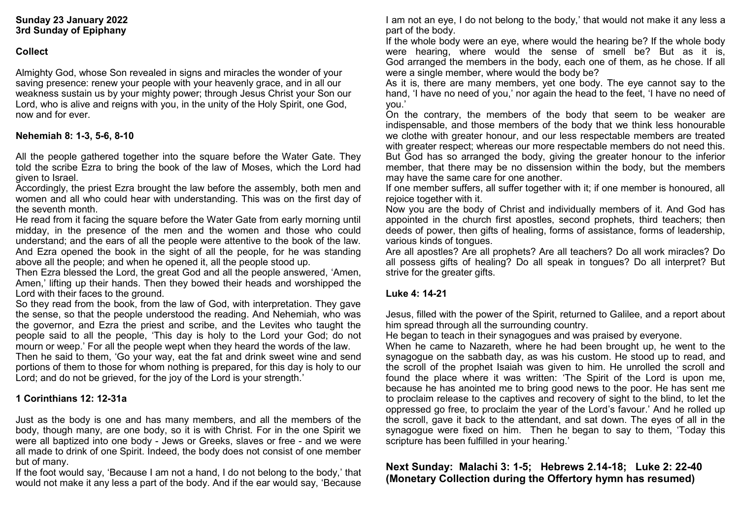**Sunday 23 January 2022**
**3rd Sunday of Epiphany**

**Collect**

Almighty God, whose Son revealed in signs and miracles the wonder of your saving presence: renew your people with your heavenly grace, and in all our weakness sustain us by your mighty power; through Jesus Christ your Son our Lord, who is alive and reigns with you, in the unity of the Holy Spirit, one God, now and for ever.

**Nehemiah 8: 1-3, 5-6, 8-10**

All the people gathered together into the square before the Water Gate. They told the scribe Ezra to bring the book of the law of Moses, which the Lord had given to Israel.
Accordingly, the priest Ezra brought the law before the assembly, both men and women and all who could hear with understanding. This was on the first day of the seventh month.
He read from it facing the square before the Water Gate from early morning until midday, in the presence of the men and the women and those who could understand; and the ears of all the people were attentive to the book of the law.
And Ezra opened the book in the sight of all the people, for he was standing above all the people; and when he opened it, all the people stood up.
Then Ezra blessed the Lord, the great God and all the people answered, 'Amen, Amen,' lifting up their hands. Then they bowed their heads and worshipped the Lord with their faces to the ground.
So they read from the book, from the law of God, with interpretation. They gave the sense, so that the people understood the reading. And Nehemiah, who was the governor, and Ezra the priest and scribe, and the Levites who taught the people said to all the people, 'This day is holy to the Lord your God; do not mourn or weep.' For all the people wept when they heard the words of the law.
Then he said to them, 'Go your way, eat the fat and drink sweet wine and send portions of them to those for whom nothing is prepared, for this day is holy to our Lord; and do not be grieved, for the joy of the Lord is your strength.'

**1 Corinthians 12: 12-31a**

Just as the body is one and has many members, and all the members of the body, though many, are one body, so it is with Christ. For in the one Spirit we were all baptized into one body - Jews or Greeks, slaves or free - and we were all made to drink of one Spirit. Indeed, the body does not consist of one member but of many.
If the foot would say, 'Because I am not a hand, I do not belong to the body,' that would not make it any less a part of the body. And if the ear would say, 'Because I am not an eye, I do not belong to the body,' that would not make it any less a part of the body.
If the whole body were an eye, where would the hearing be? If the whole body were hearing, where would the sense of smell be? But as it is, God arranged the members in the body, each one of them, as he chose. If all were a single member, where would the body be?
As it is, there are many members, yet one body. The eye cannot say to the hand, 'I have no need of you,' nor again the head to the feet, 'I have no need of you.'
On the contrary, the members of the body that seem to be weaker are indispensable, and those members of the body that we think less honourable we clothe with greater honour, and our less respectable members are treated with greater respect; whereas our more respectable members do not need this. But God has so arranged the body, giving the greater honour to the inferior member, that there may be no dissension within the body, but the members may have the same care for one another.
If one member suffers, all suffer together with it; if one member is honoured, all rejoice together with it.
Now you are the body of Christ and individually members of it. And God has appointed in the church first apostles, second prophets, third teachers; then deeds of power, then gifts of healing, forms of assistance, forms of leadership, various kinds of tongues.
Are all apostles? Are all prophets? Are all teachers? Do all work miracles? Do all possess gifts of healing? Do all speak in tongues? Do all interpret? But strive for the greater gifts.

**Luke 4: 14-21**

Jesus, filled with the power of the Spirit, returned to Galilee, and a report about him spread through all the surrounding country.
He began to teach in their synagogues and was praised by everyone.
When he came to Nazareth, where he had been brought up, he went to the synagogue on the sabbath day, as was his custom. He stood up to read, and the scroll of the prophet Isaiah was given to him. He unrolled the scroll and found the place where it was written: 'The Spirit of the Lord is upon me, because he has anointed me to bring good news to the poor. He has sent me to proclaim release to the captives and recovery of sight to the blind, to let the oppressed go free, to proclaim the year of the Lord's favour.' And he rolled up the scroll, gave it back to the attendant, and sat down. The eyes of all in the synagogue were fixed on him. Then he began to say to them, 'Today this scripture has been fulfilled in your hearing.'

**Next Sunday: Malachi 3: 1-5; Hebrews 2.14-18; Luke 2: 22-40**
**(Monetary Collection during the Offertory hymn has resumed)**